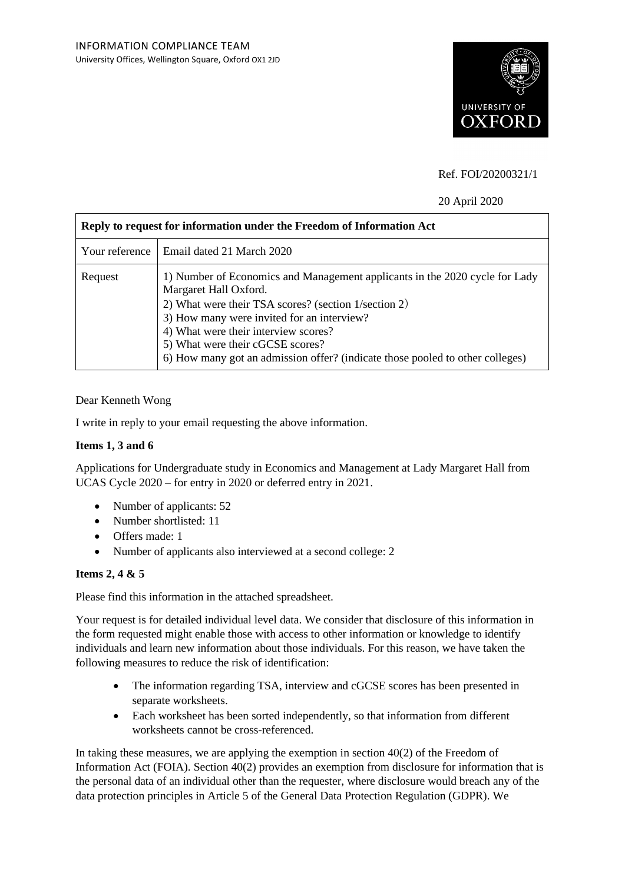INFORMATION COMPLIANCE TEAM
University Offices, Wellington Square, Oxford OX1 2JD

UNIVERSITY OF OXFORD

Ref. FOI/20200321/1

20 April 2020

| Reply to request for information under the Freedom of Information Act | |
|---|---|
| Your reference | Email dated 21 March 2020 |
| Request | 1) Number of Economics and Management applicants in the 2020 cycle for Lady Margaret Hall Oxford.<br>2) What were their TSA scores? (section 1/section 2)<br>3) How many were invited for an interview?<br>4) What were their interview scores?<br>5) What were their cGCSE scores?<br>6) How many got an admission offer? (indicate those pooled to other colleges) |

Dear Kenneth Wong

I write in reply to your email requesting the above information.

**Items 1, 3 and 6**

Applications for Undergraduate study in Economics and Management at Lady Margaret Hall from UCAS Cycle 2020 – for entry in 2020 or deferred entry in 2021.

- Number of applicants: 52
- Number shortlisted: 11
- Offers made: 1
- Number of applicants also interviewed at a second college: 2

**Items 2, 4 & 5**

Please find this information in the attached spreadsheet.

Your request is for detailed individual level data. We consider that disclosure of this information in the form requested might enable those with access to other information or knowledge to identify individuals and learn new information about those individuals. For this reason, we have taken the following measures to reduce the risk of identification:

- The information regarding TSA, interview and cGCSE scores has been presented in separate worksheets.
- Each worksheet has been sorted independently, so that information from different worksheets cannot be cross-referenced.

In taking these measures, we are applying the exemption in section 40(2) of the Freedom of Information Act (FOIA). Section 40(2) provides an exemption from disclosure for information that is the personal data of an individual other than the requester, where disclosure would breach any of the data protection principles in Article 5 of the General Data Protection Regulation (GDPR). We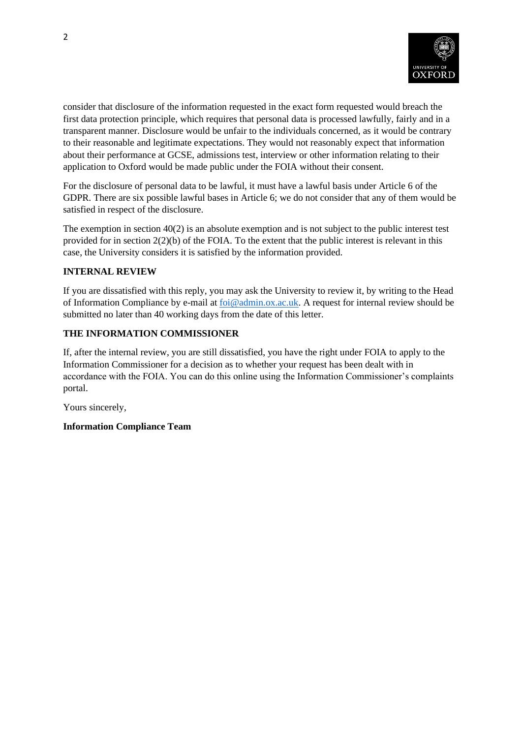consider that disclosure of the information requested in the exact form requested would breach the first data protection principle, which requires that personal data is processed lawfully, fairly and in a transparent manner. Disclosure would be unfair to the individuals concerned, as it would be contrary to their reasonable and legitimate expectations. They would not reasonably expect that information about their performance at GCSE, admissions test, interview or other information relating to their application to Oxford would be made public under the FOIA without their consent.

For the disclosure of personal data to be lawful, it must have a lawful basis under Article 6 of the GDPR. There are six possible lawful bases in Article 6; we do not consider that any of them would be satisfied in respect of the disclosure.

The exemption in section 40(2) is an absolute exemption and is not subject to the public interest test provided for in section 2(2)(b) of the FOIA. To the extent that the public interest is relevant in this case, the University considers it is satisfied by the information provided.

**INTERNAL REVIEW**

If you are dissatisfied with this reply, you may ask the University to review it, by writing to the Head of Information Compliance by e-mail at foi@admin.ox.ac.uk. A request for internal review should be submitted no later than 40 working days from the date of this letter.

**THE INFORMATION COMMISSIONER**

If, after the internal review, you are still dissatisfied, you have the right under FOIA to apply to the Information Commissioner for a decision as to whether your request has been dealt with in accordance with the FOIA. You can do this online using the Information Commissioner's complaints portal.

Yours sincerely,

**Information Compliance Team**